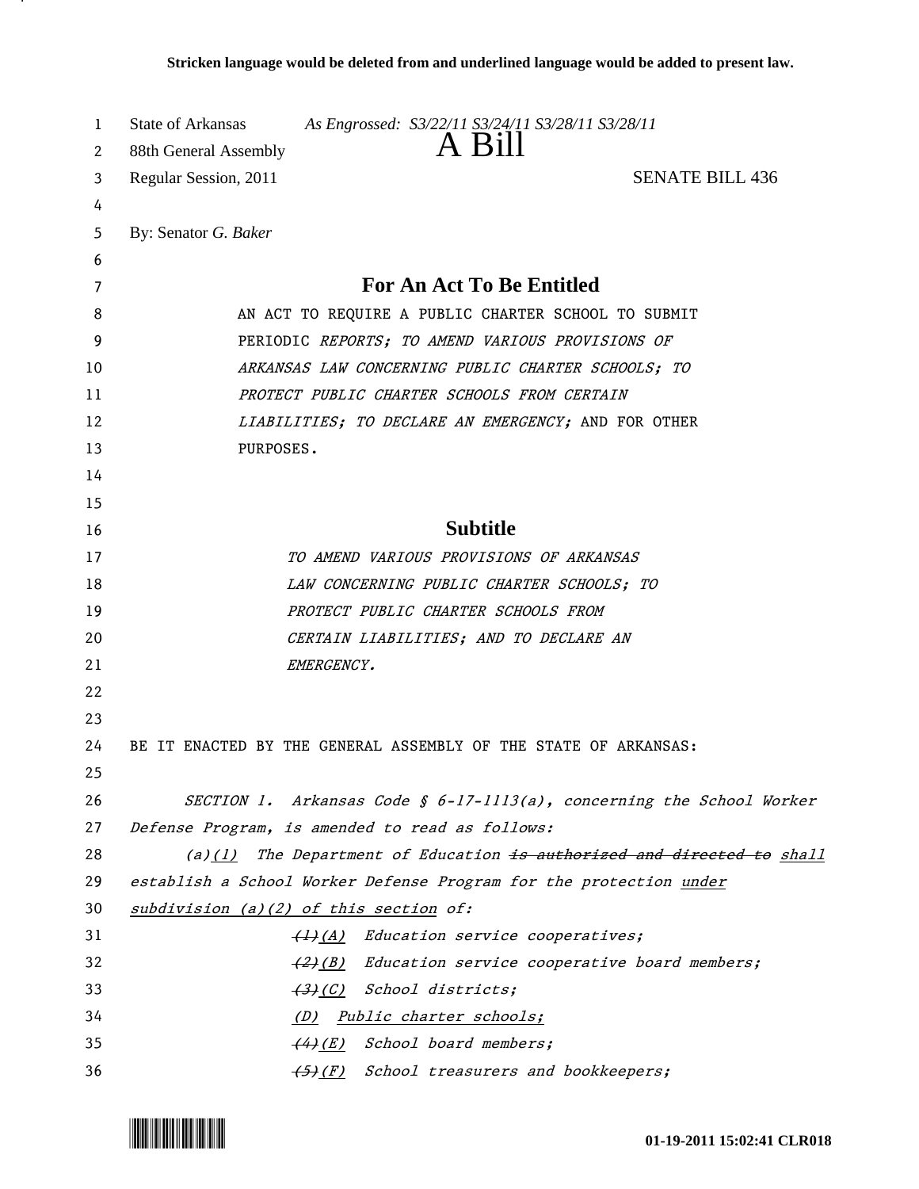**Stricken language would be deleted from and underlined language would be added to present law.**

State of Arkansas *As Engrossed: S3/22/11 S3/24/11 S3/28/11 S3/28/11*

88th General Assembly

# A Bill

Regular Session, 2011 SENATE BILL 436

By: Senator *G. Baker*

## For An Act To Be Entitled

AN ACT TO REQUIRE A PUBLIC CHARTER SCHOOL TO SUBMIT PERIODIC *REPORTS; TO AMEND VARIOUS PROVISIONS OF ARKANSAS LAW CONCERNING PUBLIC CHARTER SCHOOLS; TO PROTECT PUBLIC CHARTER SCHOOLS FROM CERTAIN LIABILITIES; TO DECLARE AN EMERGENCY;* AND FOR OTHER PURPOSES.

## Subtitle

*TO AMEND VARIOUS PROVISIONS OF ARKANSAS LAW CONCERNING PUBLIC CHARTER SCHOOLS; TO PROTECT PUBLIC CHARTER SCHOOLS FROM CERTAIN LIABILITIES; AND TO DECLARE AN EMERGENCY.*

BE IT ENACTED BY THE GENERAL ASSEMBLY OF THE STATE OF ARKANSAS:

*SECTION 1. Arkansas Code § 6-17-1113(a), concerning the School Worker Defense Program, is amended to read as follows:*

*(a)<u>(1)</u> The Department of Education ~~is authorized and directed to~~ <u>shall</u> establish a School Worker Defense Program for the protection <u>under subdivision (a)(2) of this section</u> of:*

*~~(1)~~<u>(A)</u> Education service cooperatives;*

*~~(2)~~<u>(B)</u> Education service cooperative board members;*

*~~(3)~~<u>(C)</u> School districts;*

*<u>(D) Public charter schools;</u>*

*~~(4)~~<u>(E)</u> School board members;*

*~~(5)~~<u>(F)</u> School treasurers and bookkeepers;*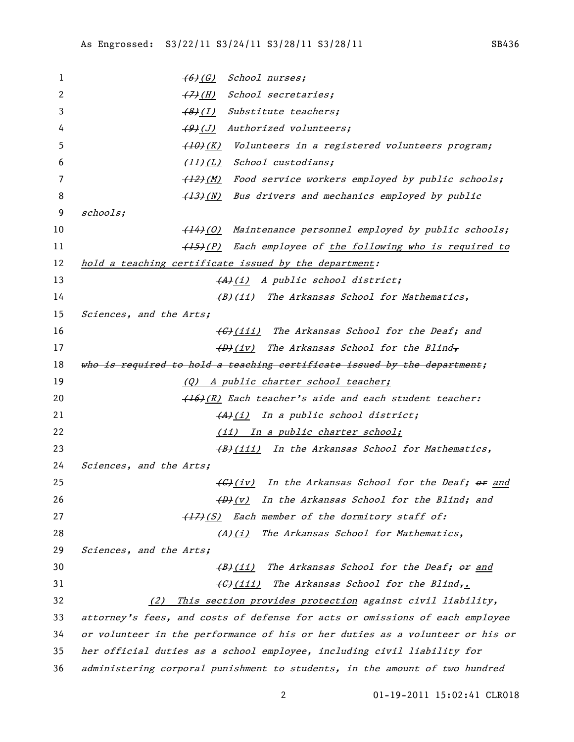~~(6)~~(G) School nurses;

~~(7)~~(H) School secretaries;

~~(8)~~(I) Substitute teachers;

~~(9)~~(J) Authorized volunteers;

~~(10)~~(K) Volunteers in a registered volunteers program;

~~(11)~~(L) School custodians;

~~(12)~~(M) Food service workers employed by public schools;

~~(13)~~(N) Bus drivers and mechanics employed by public schools;

~~(14)~~(O) Maintenance personnel employed by public schools;

~~(15)~~(P) Each employee of the following who is required to hold a teaching certificate issued by the department:

~~(A)~~(i) A public school district;

~~(B)~~(ii) The Arkansas School for Mathematics, Sciences, and the Arts;

~~(C)~~(iii) The Arkansas School for the Deaf; and

~~(D)~~(iv) The Arkansas School for the Blind~~, who is required to hold a teaching certificate issued by the department~~;

(Q) A public charter school teacher;

~~(16)~~(R) Each teacher's aide and each student teacher:

~~(A)~~(i) In a public school district;

(ii) In a public charter school;

~~(B)~~(iii) In the Arkansas School for Mathematics, Sciences, and the Arts;

~~(C)~~(iv) In the Arkansas School for the Deaf; ~~or~~ and

~~(D)~~(v) In the Arkansas School for the Blind; and

~~(17)~~(S) Each member of the dormitory staff of:

~~(A)~~(i) The Arkansas School for Mathematics, Sciences, and the Arts;

~~(B)~~(ii) The Arkansas School for the Deaf; ~~or~~ and

~~(C)~~(iii) The Arkansas School for the Blind~~,~~.

(2) This section provides protection against civil liability, attorney's fees, and costs of defense for acts or omissions of each employee or volunteer in the performance of his or her duties as a volunteer or his or her official duties as a school employee, including civil liability for administering corporal punishment to students, in the amount of two hundred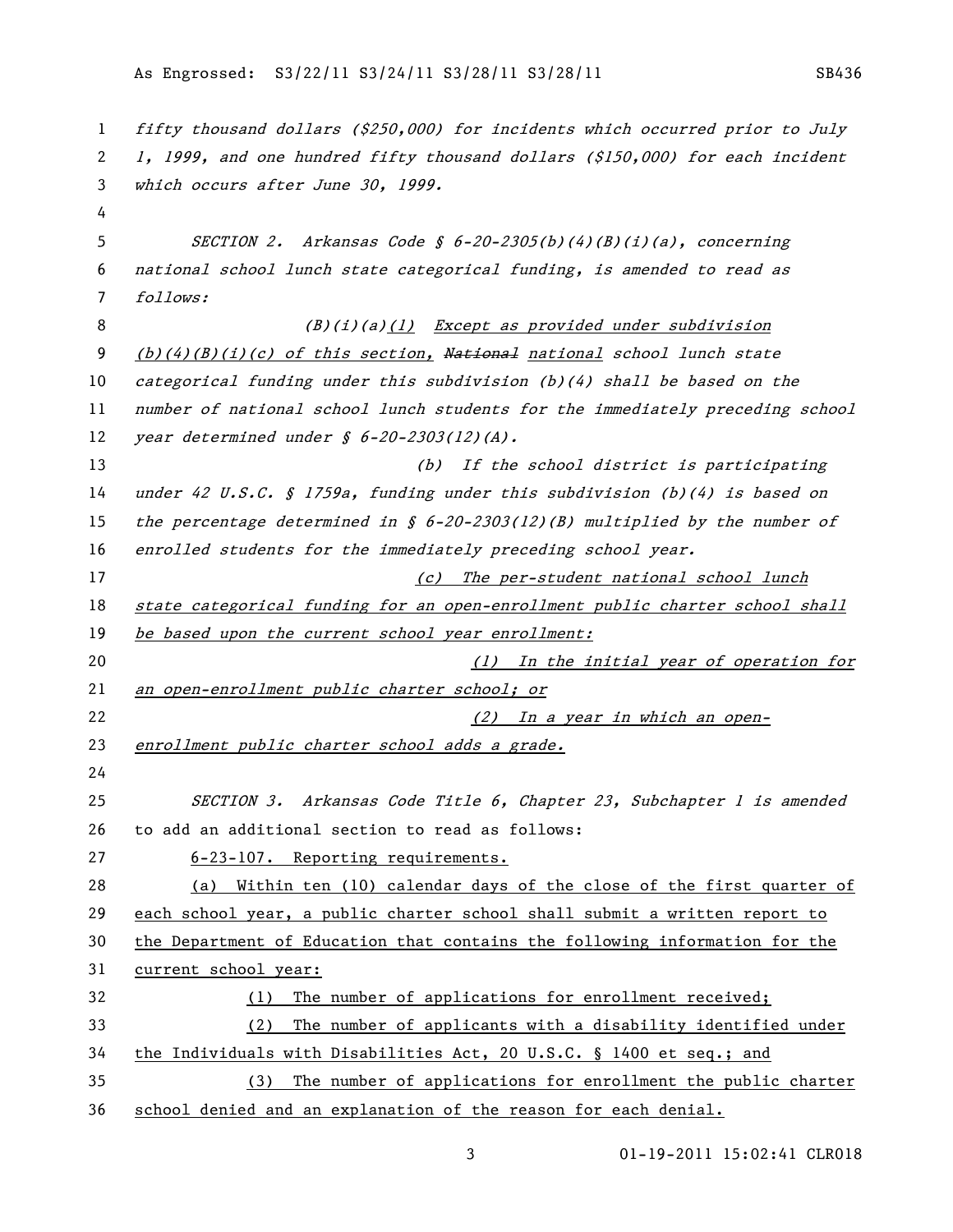*fifty thousand dollars ($250,000) for incidents which occurred prior to July 1, 1999, and one hundred fifty thousand dollars ($150,000) for each incident which occurs after June 30, 1999.*

*SECTION 2. Arkansas Code § 6-20-2305(b)(4)(B)(i)(a), concerning national school lunch state categorical funding, is amended to read as follows:*

*(B)(i)(a)<u>(1)</u> <u>Except as provided under subdivision (b)(4)(B)(i)(c) of this section,</u> ~~National~~ <u>national</u> school lunch state categorical funding under this subdivision (b)(4) shall be based on the number of national school lunch students for the immediately preceding school year determined under § 6-20-2303(12)(A).*

*(b) If the school district is participating under 42 U.S.C. § 1759a, funding under this subdivision (b)(4) is based on the percentage determined in § 6-20-2303(12)(B) multiplied by the number of enrolled students for the immediately preceding school year.*

*<u>(c) The per-student national school lunch state categorical funding for an open-enrollment public charter school shall be based upon the current school year enrollment:</u>*

*<u>(1) In the initial year of operation for an open-enrollment public charter school; or</u>*

*<u>(2) In a year in which an open-enrollment public charter school adds a grade.</u>*

*SECTION 3. Arkansas Code Title 6, Chapter 23, Subchapter 1 is amended* to add an additional section to read as follows:

<u>6-23-107. Reporting requirements.</u>

<u>(a) Within ten (10) calendar days of the close of the first quarter of each school year, a public charter school shall submit a written report to the Department of Education that contains the following information for the current school year:</u>

<u>(1) The number of applications for enrollment received;</u>

<u>(2) The number of applicants with a disability identified under the Individuals with Disabilities Act, 20 U.S.C. § 1400 et seq.; and</u>

<u>(3) The number of applications for enrollment the public charter school denied and an explanation of the reason for each denial.</u>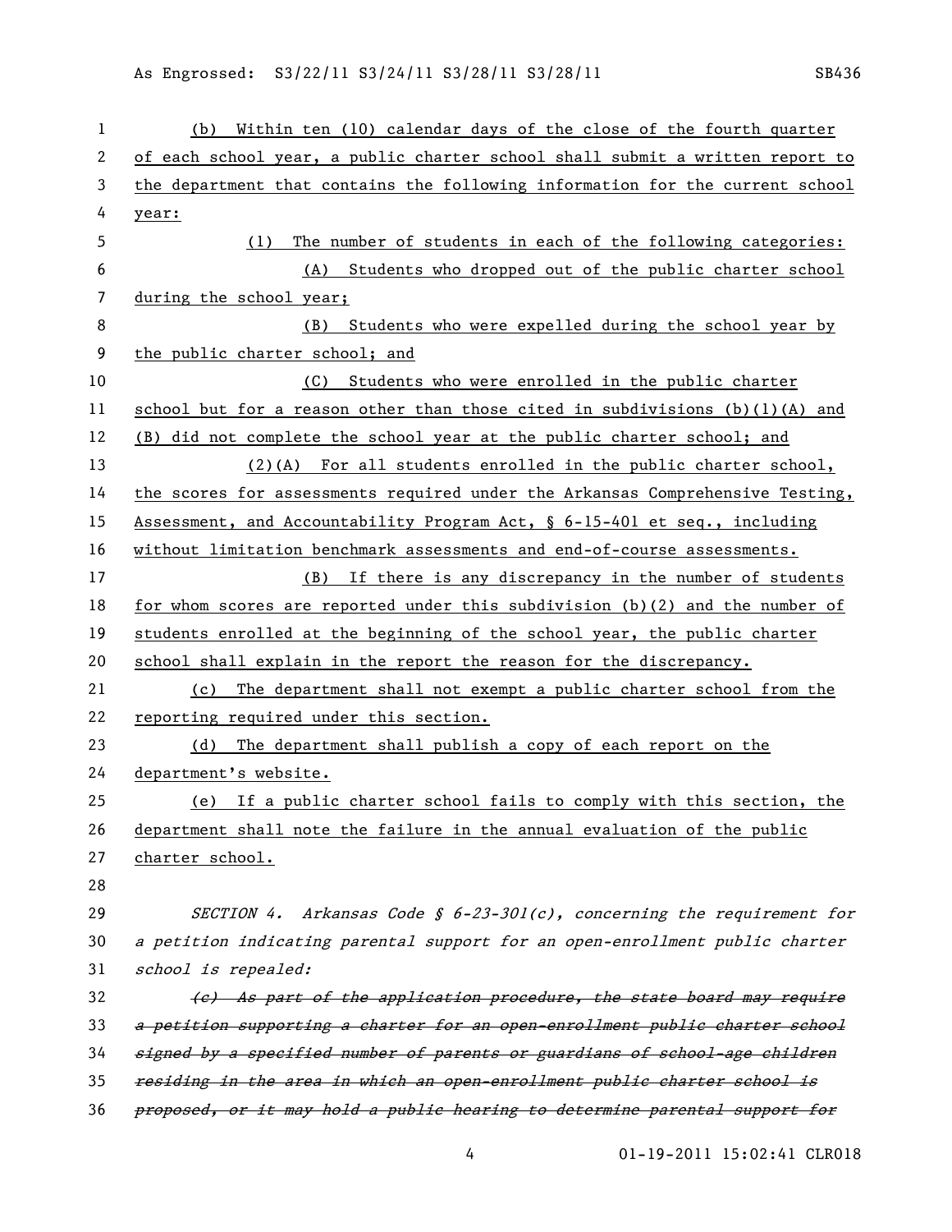(b) Within ten (10) calendar days of the close of the fourth quarter of each school year, a public charter school shall submit a written report to the department that contains the following information for the current school year:

(1) The number of students in each of the following categories:

(A) Students who dropped out of the public charter school during the school year;

(B) Students who were expelled during the school year by the public charter school; and

(C) Students who were enrolled in the public charter school but for a reason other than those cited in subdivisions (b)(1)(A) and (B) did not complete the school year at the public charter school; and

(2)(A) For all students enrolled in the public charter school, the scores for assessments required under the Arkansas Comprehensive Testing, Assessment, and Accountability Program Act, § 6-15-401 et seq., including without limitation benchmark assessments and end-of-course assessments.

(B) If there is any discrepancy in the number of students for whom scores are reported under this subdivision (b)(2) and the number of students enrolled at the beginning of the school year, the public charter school shall explain in the report the reason for the discrepancy.

(c) The department shall not exempt a public charter school from the reporting required under this section.

(d) The department shall publish a copy of each report on the department's website.

(e) If a public charter school fails to comply with this section, the department shall note the failure in the annual evaluation of the public charter school.

*SECTION 4. Arkansas Code § 6-23-301(c), concerning the requirement for a petition indicating parental support for an open-enrollment public charter school is repealed:*

~~*(c) As part of the application procedure, the state board may require a petition supporting a charter for an open-enrollment public charter school signed by a specified number of parents or guardians of school-age children residing in the area in which an open-enrollment public charter school is proposed, or it may hold a public hearing to determine parental support for*~~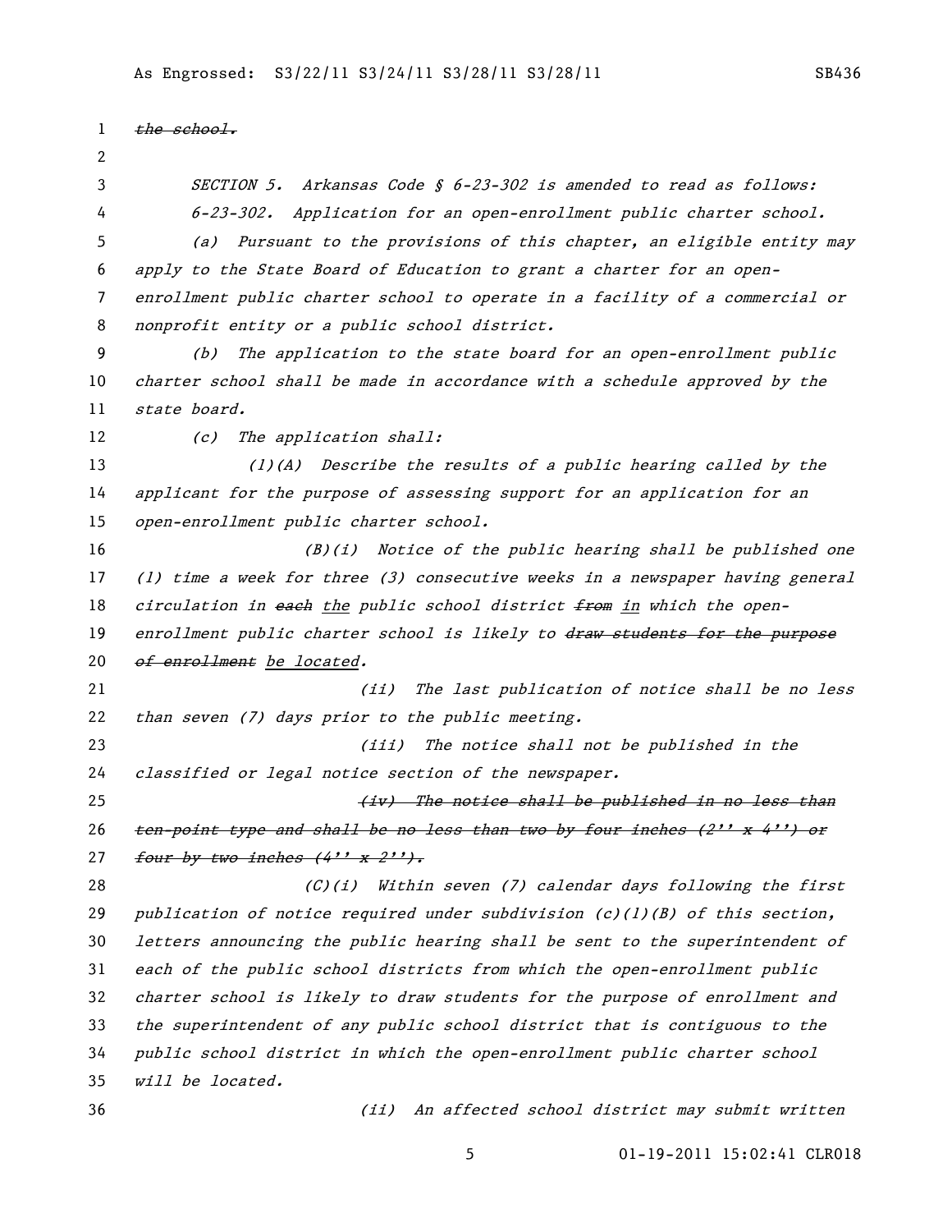~~*the school.*~~

*SECTION 5. Arkansas Code § 6-23-302 is amended to read as follows:*

*6-23-302. Application for an open-enrollment public charter school.*

*(a) Pursuant to the provisions of this chapter, an eligible entity may apply to the State Board of Education to grant a charter for an open-enrollment public charter school to operate in a facility of a commercial or nonprofit entity or a public school district.*

*(b) The application to the state board for an open-enrollment public charter school shall be made in accordance with a schedule approved by the state board.*

*(c) The application shall:*

*(1)(A) Describe the results of a public hearing called by the applicant for the purpose of assessing support for an application for an open-enrollment public charter school.*

*(B)(i) Notice of the public hearing shall be published one (1) time a week for three (3) consecutive weeks in a newspaper having general circulation in ~~each~~ <u>the</u> public school district ~~from~~ <u>in</u> which the open-enrollment public charter school is likely to ~~draw students for the purpose of enrollment~~ <u>be located</u>.*

*(ii) The last publication of notice shall be no less than seven (7) days prior to the public meeting.*

*(iii) The notice shall not be published in the classified or legal notice section of the newspaper.*

~~*(iv) The notice shall be published in no less than ten-point type and shall be no less than two by four inches (2'' x 4'') or four by two inches (4'' x 2'').*~~

*(C)(i) Within seven (7) calendar days following the first publication of notice required under subdivision (c)(1)(B) of this section, letters announcing the public hearing shall be sent to the superintendent of each of the public school districts from which the open-enrollment public charter school is likely to draw students for the purpose of enrollment and the superintendent of any public school district that is contiguous to the public school district in which the open-enrollment public charter school will be located.*

*(ii) An affected school district may submit written*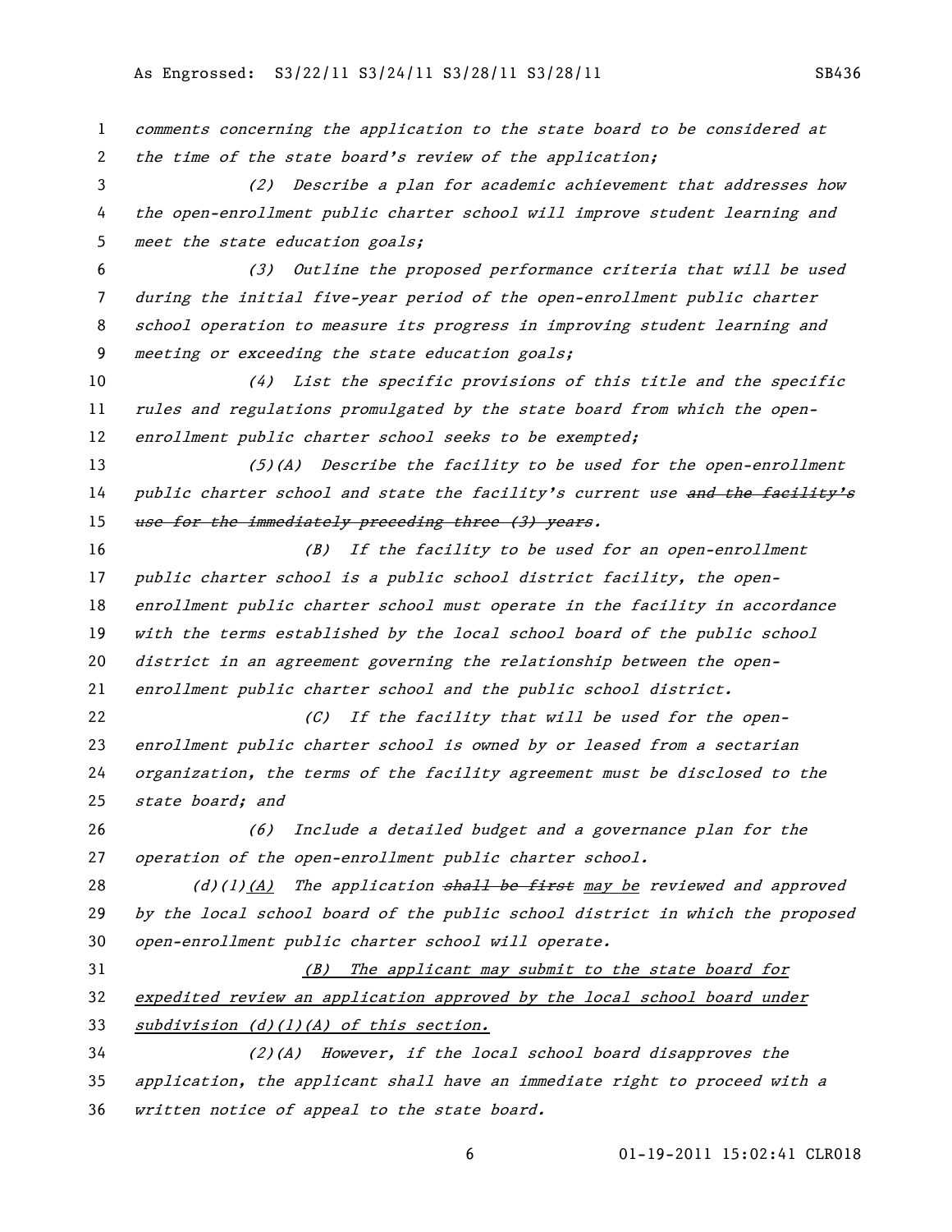*comments concerning the application to the state board to be considered at the time of the state board's review of the application;*

*(2) Describe a plan for academic achievement that addresses how the open-enrollment public charter school will improve student learning and meet the state education goals;*

*(3) Outline the proposed performance criteria that will be used during the initial five-year period of the open-enrollment public charter school operation to measure its progress in improving student learning and meeting or exceeding the state education goals;*

*(4) List the specific provisions of this title and the specific rules and regulations promulgated by the state board from which the open-enrollment public charter school seeks to be exempted;*

*(5)(A) Describe the facility to be used for the open-enrollment public charter school and state the facility's current use ~~and the facility's use for the immediately preceding three (3) years~~.*

*(B) If the facility to be used for an open-enrollment public charter school is a public school district facility, the open-enrollment public charter school must operate in the facility in accordance with the terms established by the local school board of the public school district in an agreement governing the relationship between the open-enrollment public charter school and the public school district.*

*(C) If the facility that will be used for the open-enrollment public charter school is owned by or leased from a sectarian organization, the terms of the facility agreement must be disclosed to the state board; and*

*(6) Include a detailed budget and a governance plan for the operation of the open-enrollment public charter school.*

*(d)(1)<u>(A)</u> The application ~~shall be first~~ <u>may be</u> reviewed and approved by the local school board of the public school district in which the proposed open-enrollment public charter school will operate.*

*<u>(B) The applicant may submit to the state board for expedited review an application approved by the local school board under subdivision (d)(1)(A) of this section.</u>*

*(2)(A) However, if the local school board disapproves the application, the applicant shall have an immediate right to proceed with a written notice of appeal to the state board.*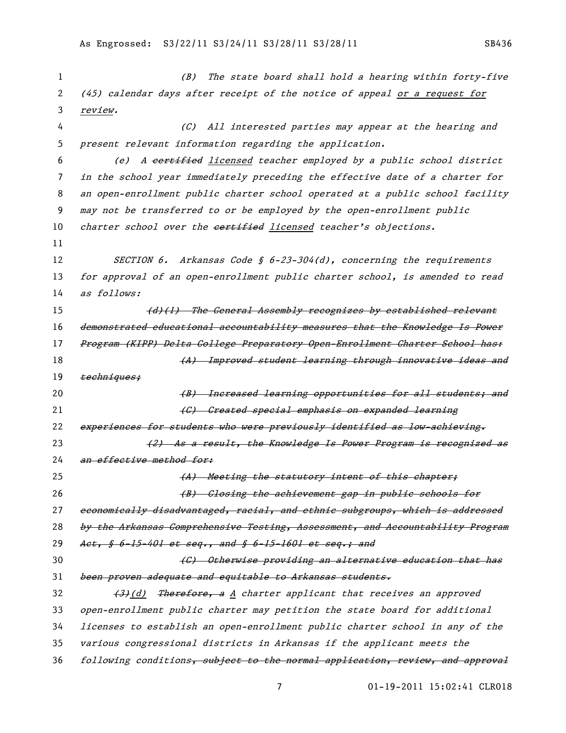*(B) The state board shall hold a hearing within forty-five (45) calendar days after receipt of the notice of appeal <u>or a request for review</u>.*

*(C) All interested parties may appear at the hearing and present relevant information regarding the application.*

*(e) A ~~certified~~ <u>licensed</u> teacher employed by a public school district in the school year immediately preceding the effective date of a charter for an open-enrollment public charter school operated at a public school facility may not be transferred to or be employed by the open-enrollment public charter school over the ~~certified~~ <u>licensed</u> teacher's objections.*

*SECTION 6. Arkansas Code § 6-23-304(d), concerning the requirements for approval of an open-enrollment public charter school, is amended to read as follows:*

*~~(d)(1) The General Assembly recognizes by established relevant demonstrated educational accountability measures that the Knowledge Is Power Program (KIPP) Delta College Preparatory Open-Enrollment Charter School has:~~*

*~~(A) Improved student learning through innovative ideas and techniques;~~*

*~~(B) Increased learning opportunities for all students; and~~*

*~~(C) Created special emphasis on expanded learning experiences for students who were previously identified as low-achieving.~~*

*~~(2) As a result, the Knowledge Is Power Program is recognized as an effective method for:~~*

*~~(A) Meeting the statutory intent of this chapter;~~*

*~~(B) Closing the achievement gap in public schools for economically disadvantaged, racial, and ethnic subgroups, which is addressed by the Arkansas Comprehensive Testing, Assessment, and Accountability Program Act, § 6-15-401 et seq., and § 6-15-1601 et seq.; and~~*

*~~(C) Otherwise providing an alternative education that has been proven adequate and equitable to Arkansas students.~~*

*~~(3)~~<u>(d)</u> ~~Therefore, a~~ <u>A</u> charter applicant that receives an approved open-enrollment public charter may petition the state board for additional licenses to establish an open-enrollment public charter school in any of the various congressional districts in Arkansas if the applicant meets the following conditions~~, subject to the normal application, review, and approval~~*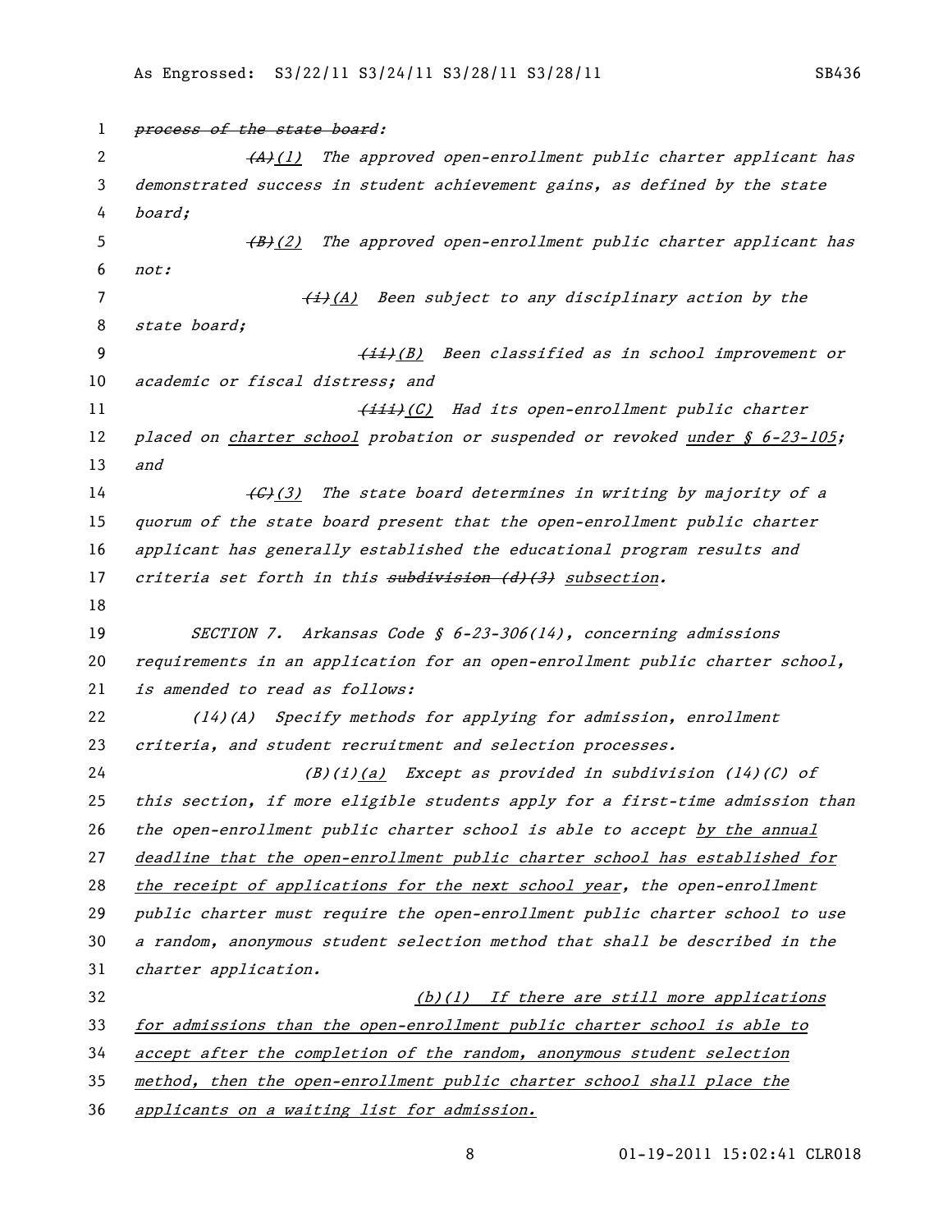process of the state board:

~~(A)~~(1) The approved open-enrollment public charter applicant has demonstrated success in student achievement gains, as defined by the state board;

~~(B)~~(2) The approved open-enrollment public charter applicant has not:

~~(i)~~(A) Been subject to any disciplinary action by the state board;

~~(ii)~~(B) Been classified as in school improvement or academic or fiscal distress; and

~~(iii)~~(C) Had its open-enrollment public charter placed on charter school probation or suspended or revoked under § 6-23-105; and

~~(C)~~(3) The state board determines in writing by majority of a quorum of the state board present that the open-enrollment public charter applicant has generally established the educational program results and criteria set forth in this ~~subdivision (d)(3)~~ subsection.

SECTION 7. Arkansas Code § 6-23-306(14), concerning admissions requirements in an application for an open-enrollment public charter school, is amended to read as follows:

(14)(A) Specify methods for applying for admission, enrollment criteria, and student recruitment and selection processes.

(B)(i)(a) Except as provided in subdivision (14)(C) of this section, if more eligible students apply for a first-time admission than the open-enrollment public charter school is able to accept by the annual deadline that the open-enrollment public charter school has established for the receipt of applications for the next school year, the open-enrollment public charter must require the open-enrollment public charter school to use a random, anonymous student selection method that shall be described in the charter application.

(b)(1) If there are still more applications for admissions than the open-enrollment public charter school is able to accept after the completion of the random, anonymous student selection method, then the open-enrollment public charter school shall place the applicants on a waiting list for admission.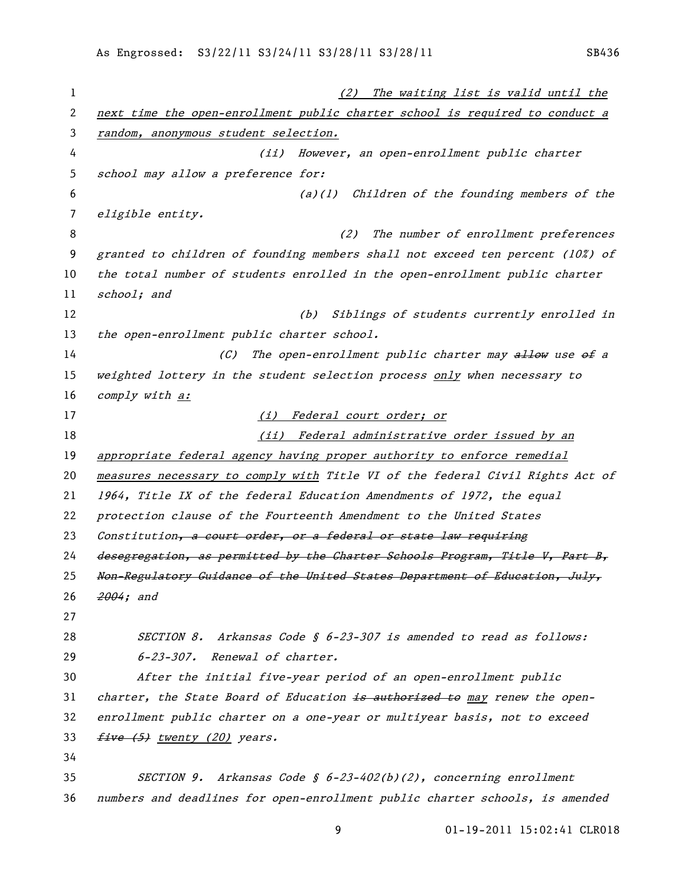(2) The waiting list is valid until the next time the open-enrollment public charter school is required to conduct a random, anonymous student selection.

(ii) However, an open-enrollment public charter school may allow a preference for:

(a)(1) Children of the founding members of the eligible entity.

(2) The number of enrollment preferences granted to children of founding members shall not exceed ten percent (10%) of the total number of students enrolled in the open-enrollment public charter school; and

(b) Siblings of students currently enrolled in the open-enrollment public charter school.

(C) The open-enrollment public charter may ~~allow~~ use ~~of~~ a weighted lottery in the student selection process only when necessary to comply with a:

(i) Federal court order; or

(ii) Federal administrative order issued by an appropriate federal agency having proper authority to enforce remedial measures necessary to comply with Title VI of the federal Civil Rights Act of 1964, Title IX of the federal Education Amendments of 1972, the equal protection clause of the Fourteenth Amendment to the United States Constitution~~, a court order, or a federal or state law requiring desegregation, as permitted by the Charter Schools Program, Title V, Part B, Non-Regulatory Guidance of the United States Department of Education, July, 2004~~; and

SECTION 8. Arkansas Code § 6-23-307 is amended to read as follows:

6-23-307. Renewal of charter.

After the initial five-year period of an open-enrollment public charter, the State Board of Education ~~is authorized to~~ may renew the open-enrollment public charter on a one-year or multiyear basis, not to exceed ~~five (5)~~ twenty (20) years.

SECTION 9. Arkansas Code § 6-23-402(b)(2), concerning enrollment numbers and deadlines for open-enrollment public charter schools, is amended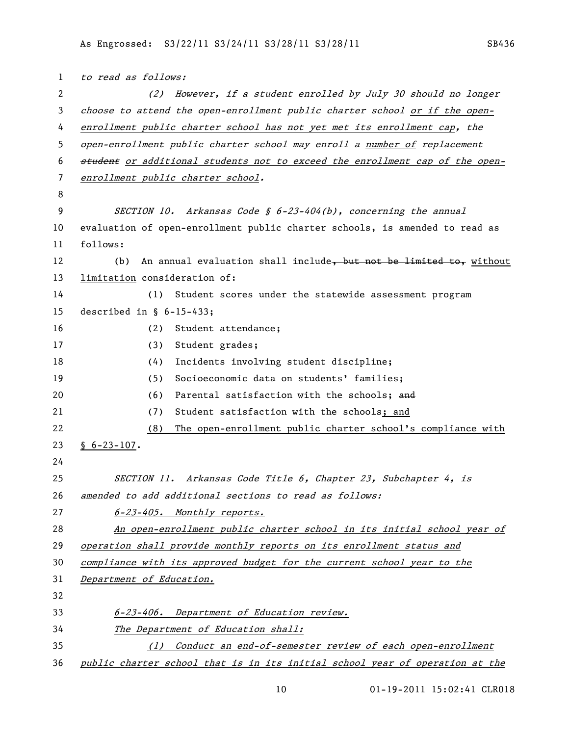*to read as follows:*

*(2) However, if a student enrolled by July 30 should no longer choose to attend the open-enrollment public charter school <u>or if the open-enrollment public charter school has not yet met its enrollment cap</u>, the open-enrollment public charter school may enroll a <u>number of</u> replacement ~~student~~ <u>or additional students not to exceed the enrollment cap of the open-enrollment public charter school</u>.*

*SECTION 10. Arkansas Code § 6-23-404(b), concerning the annual* evaluation of open-enrollment public charter schools, is amended to read as follows:

(b) An annual evaluation shall include~~, but not be limited to,~~ <u>without limitation</u> consideration of:

(1) Student scores under the statewide assessment program described in § 6-15-433;

(2) Student attendance;

(3) Student grades;

(4) Incidents involving student discipline;

(5) Socioeconomic data on students' families;

(6) Parental satisfaction with the schools; ~~and~~

(7) Student satisfaction with the schools<u>; and</u>

<u>(8) The open-enrollment public charter school's compliance with § 6-23-107</u>.

*SECTION 11. Arkansas Code Title 6, Chapter 23, Subchapter 4, is amended to add additional sections to read as follows:*

*<u>6-23-405. Monthly reports.</u>*

*<u>An open-enrollment public charter school in its initial school year of operation shall provide monthly reports on its enrollment status and compliance with its approved budget for the current school year to the Department of Education.</u>*

*<u>6-23-406. Department of Education review.</u>*

*<u>The Department of Education shall:</u>*

*<u>(1) Conduct an end-of-semester review of each open-enrollment public charter school that is in its initial school year of operation at the</u>*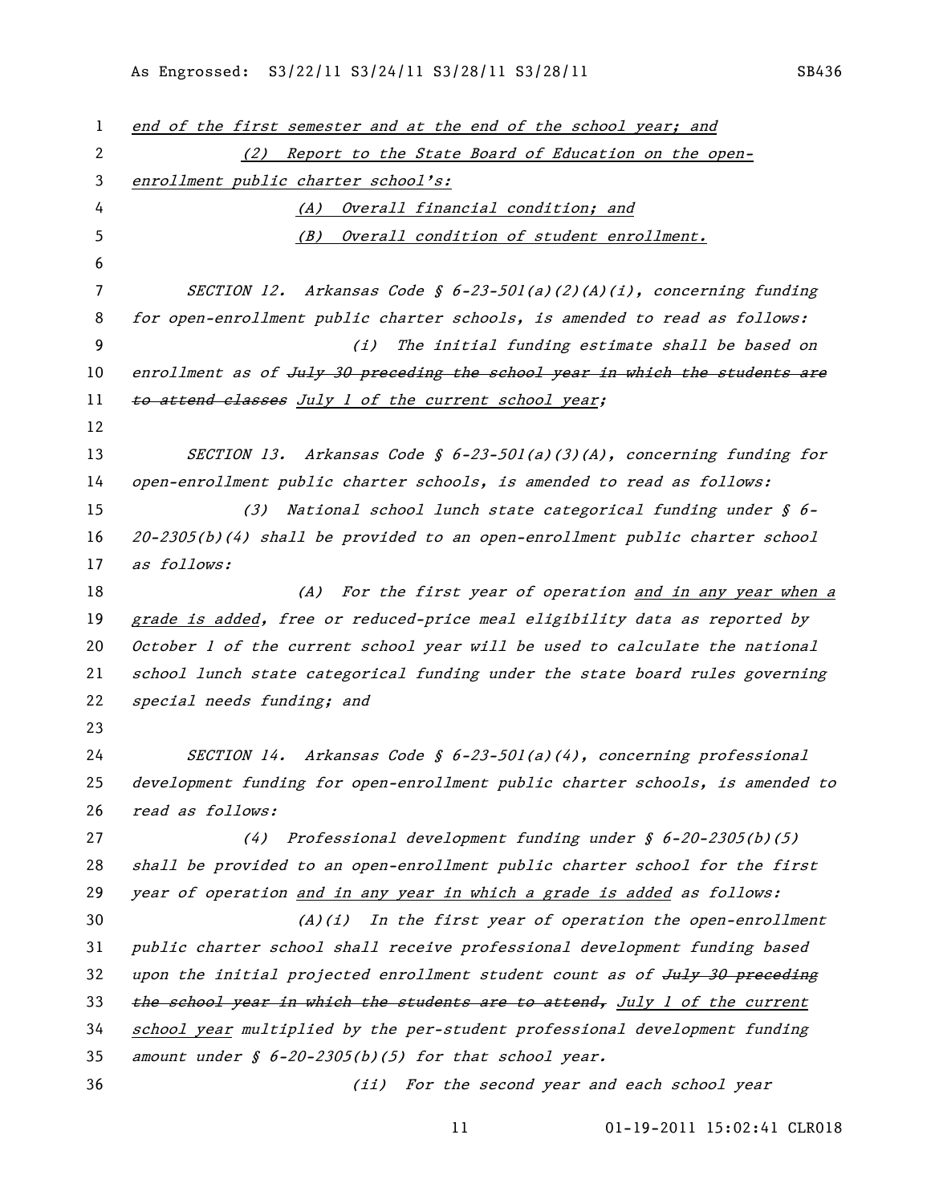*end of the first semester and at the end of the school year; and*

*(2) Report to the State Board of Education on the open-enrollment public charter school's:*

*(A) Overall financial condition; and*

*(B) Overall condition of student enrollment.*

*SECTION 12. Arkansas Code § 6-23-501(a)(2)(A)(i), concerning funding for open-enrollment public charter schools, is amended to read as follows:*

*(i) The initial funding estimate shall be based on enrollment as of ~~July 30 preceding the school year in which the students are to attend classes~~ July 1 of the current school year;*

*SECTION 13. Arkansas Code § 6-23-501(a)(3)(A), concerning funding for open-enrollment public charter schools, is amended to read as follows:*

*(3) National school lunch state categorical funding under § 6-20-2305(b)(4) shall be provided to an open-enrollment public charter school as follows:*

*(A) For the first year of operation and in any year when a grade is added, free or reduced-price meal eligibility data as reported by October 1 of the current school year will be used to calculate the national school lunch state categorical funding under the state board rules governing special needs funding; and*

*SECTION 14. Arkansas Code § 6-23-501(a)(4), concerning professional development funding for open-enrollment public charter schools, is amended to read as follows:*

*(4) Professional development funding under § 6-20-2305(b)(5) shall be provided to an open-enrollment public charter school for the first year of operation and in any year in which a grade is added as follows:*

*(A)(i) In the first year of operation the open-enrollment public charter school shall receive professional development funding based upon the initial projected enrollment student count as of ~~July 30 preceding the school year in which the students are to attend,~~ July 1 of the current school year multiplied by the per-student professional development funding amount under § 6-20-2305(b)(5) for that school year.*

*(ii) For the second year and each school year*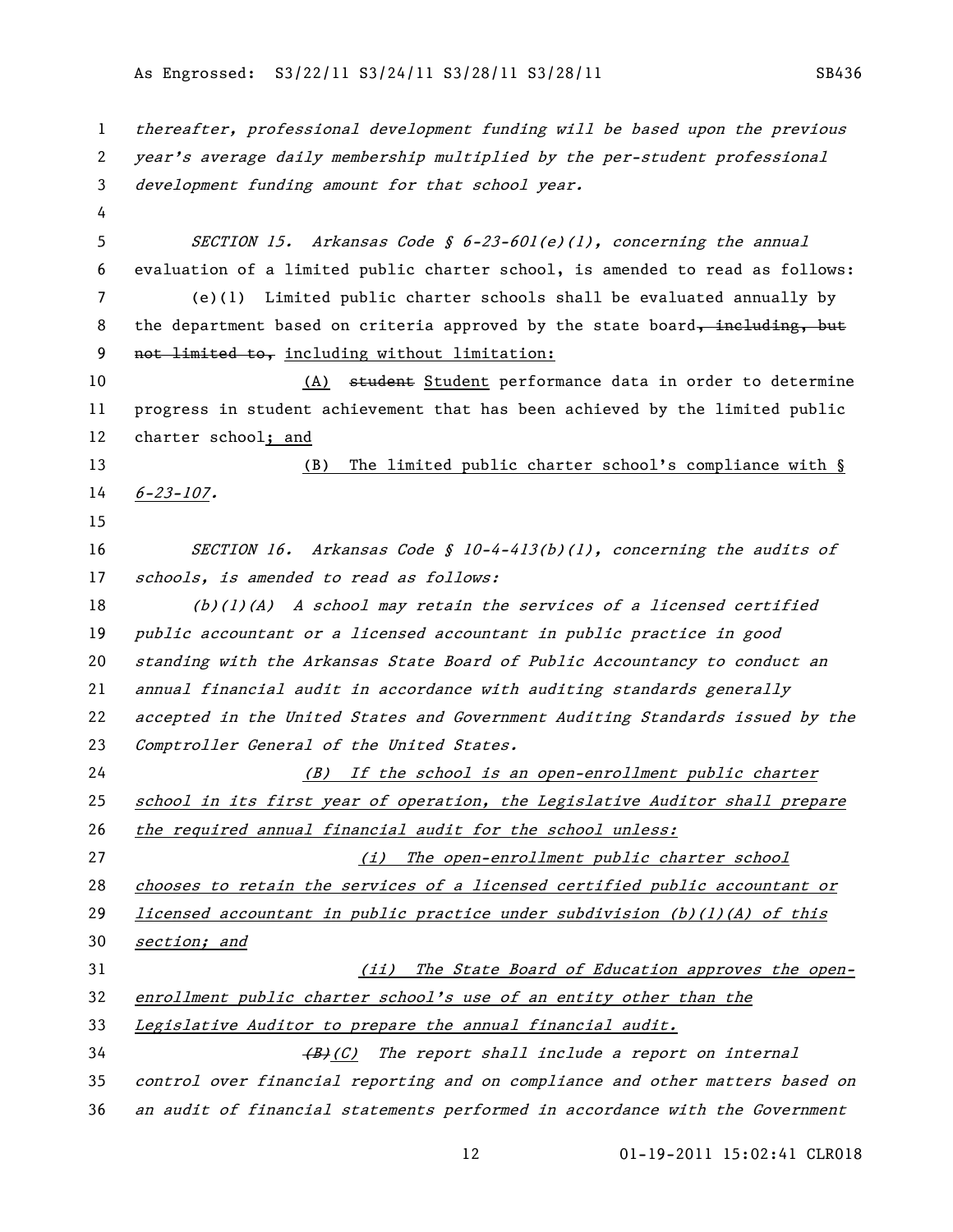*thereafter, professional development funding will be based upon the previous year's average daily membership multiplied by the per-student professional development funding amount for that school year.*

*SECTION 15. Arkansas Code § 6-23-601(e)(1), concerning the annual* evaluation of a limited public charter school, is amended to read as follows:

(e)(1) Limited public charter schools shall be evaluated annually by the department based on criteria approved by the state board~~, including, but not limited to,~~ including without limitation:

(A) ~~student~~ Student performance data in order to determine progress in student achievement that has been achieved by the limited public charter school; and

(B) The limited public charter school's compliance with § *6-23-107.*

*SECTION 16. Arkansas Code § 10-4-413(b)(1), concerning the audits of schools, is amended to read as follows:*

*(b)(1)(A) A school may retain the services of a licensed certified public accountant or a licensed accountant in public practice in good standing with the Arkansas State Board of Public Accountancy to conduct an annual financial audit in accordance with auditing standards generally accepted in the United States and Government Auditing Standards issued by the Comptroller General of the United States.*

*(B) If the school is an open-enrollment public charter school in its first year of operation, the Legislative Auditor shall prepare the required annual financial audit for the school unless:*

*(i) The open-enrollment public charter school chooses to retain the services of a licensed certified public accountant or licensed accountant in public practice under subdivision (b)(1)(A) of this section; and*

*(ii) The State Board of Education approves the open-enrollment public charter school's use of an entity other than the Legislative Auditor to prepare the annual financial audit.*

~~*(B)*~~*(C) The report shall include a report on internal control over financial reporting and on compliance and other matters based on an audit of financial statements performed in accordance with the Government*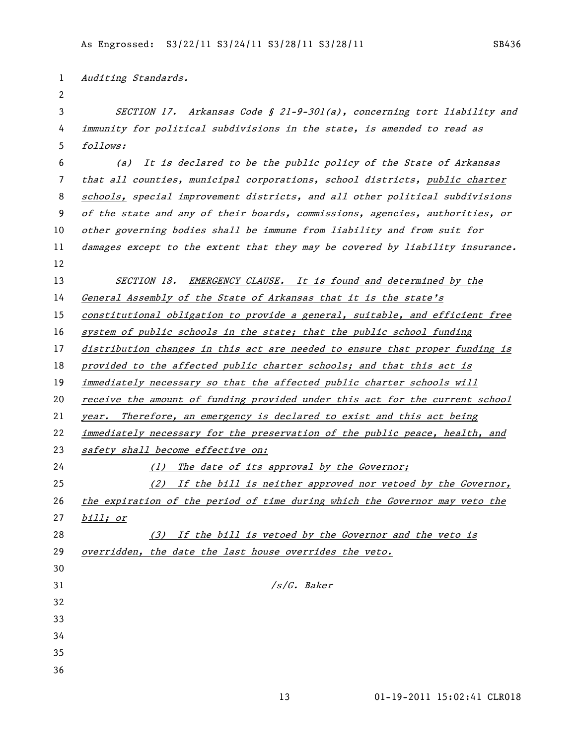*Auditing Standards.*

*SECTION 17. Arkansas Code § 21-9-301(a), concerning tort liability and immunity for political subdivisions in the state, is amended to read as follows:*

*(a) It is declared to be the public policy of the State of Arkansas that all counties, municipal corporations, school districts, public charter schools, special improvement districts, and all other political subdivisions of the state and any of their boards, commissions, agencies, authorities, or other governing bodies shall be immune from liability and from suit for damages except to the extent that they may be covered by liability insurance.*

*SECTION 18. EMERGENCY CLAUSE. It is found and determined by the General Assembly of the State of Arkansas that it is the state's constitutional obligation to provide a general, suitable, and efficient free system of public schools in the state; that the public school funding distribution changes in this act are needed to ensure that proper funding is provided to the affected public charter schools; and that this act is immediately necessary so that the affected public charter schools will receive the amount of funding provided under this act for the current school year. Therefore, an emergency is declared to exist and this act being immediately necessary for the preservation of the public peace, health, and safety shall become effective on:*

*(1) The date of its approval by the Governor;*

*(2) If the bill is neither approved nor vetoed by the Governor, the expiration of the period of time during which the Governor may veto the bill; or*

*(3) If the bill is vetoed by the Governor and the veto is overridden, the date the last house overrides the veto.*

*/s/G. Baker*